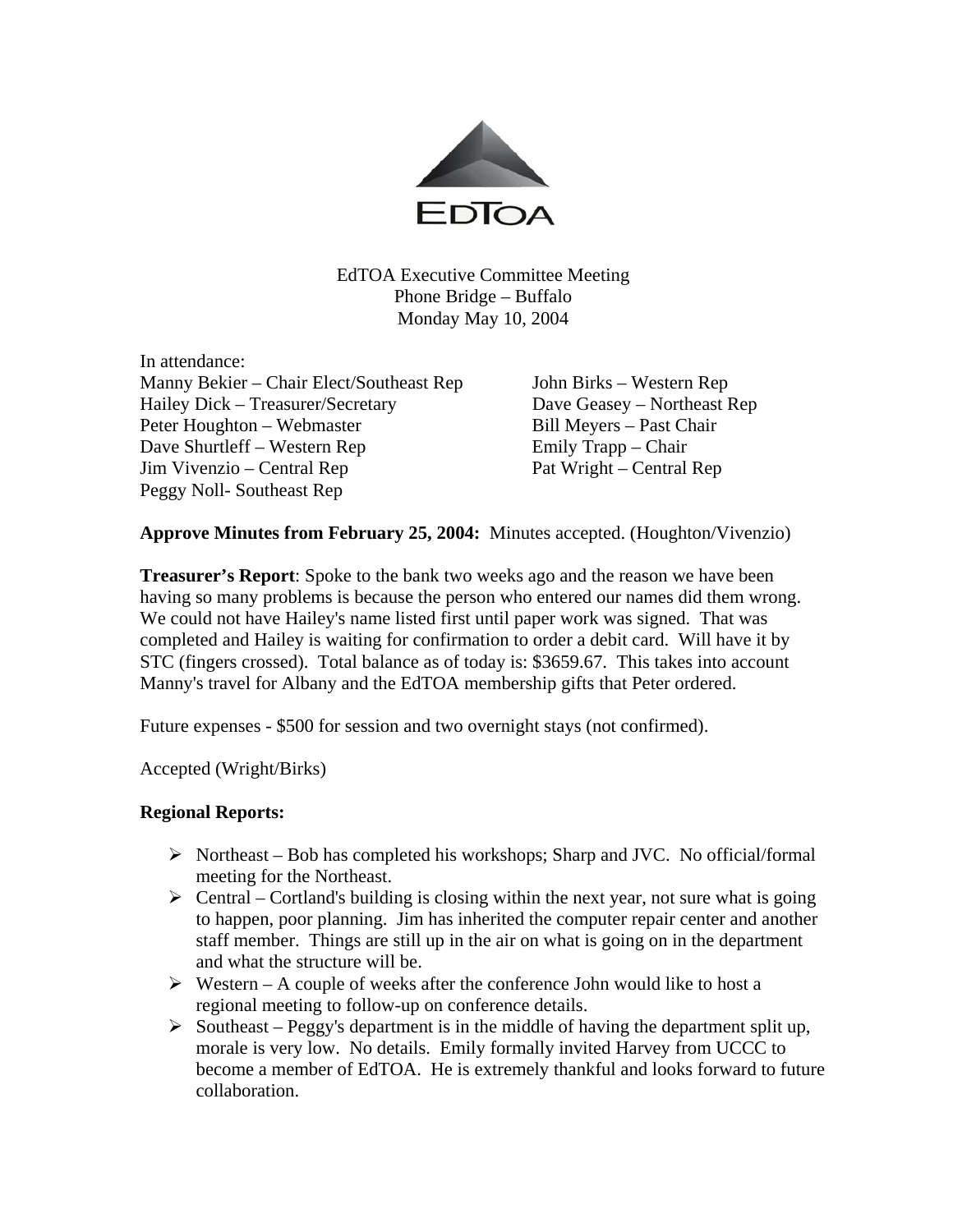EdTOA

EdTOA Executive Committee Meeting
Phone Bridge – Buffalo
Monday May 10, 2004

In attendance:

Manny Bekier – Chair Elect/Southeast Rep
Hailey Dick – Treasurer/Secretary
Peter Houghton – Webmaster
Dave Shurtleff – Western Rep
Jim Vivenzio – Central Rep
Peggy Noll- Southeast Rep
John Birks – Western Rep
Dave Geasey – Northeast Rep
Bill Meyers – Past Chair
Emily Trapp – Chair
Pat Wright – Central Rep

**Approve Minutes from February 25, 2004:** Minutes accepted. (Houghton/Vivenzio)

**Treasurer's Report**: Spoke to the bank two weeks ago and the reason we have been having so many problems is because the person who entered our names did them wrong. We could not have Hailey's name listed first until paper work was signed. That was completed and Hailey is waiting for confirmation to order a debit card. Will have it by STC (fingers crossed). Total balance as of today is: $3659.67. This takes into account Manny's travel for Albany and the EdTOA membership gifts that Peter ordered.

Future expenses - $500 for session and two overnight stays (not confirmed).

Accepted (Wright/Birks)

**Regional Reports:**

- Northeast – Bob has completed his workshops; Sharp and JVC. No official/formal meeting for the Northeast.
- Central – Cortland's building is closing within the next year, not sure what is going to happen, poor planning. Jim has inherited the computer repair center and another staff member. Things are still up in the air on what is going on in the department and what the structure will be.
- Western – A couple of weeks after the conference John would like to host a regional meeting to follow-up on conference details.
- Southeast – Peggy's department is in the middle of having the department split up, morale is very low. No details. Emily formally invited Harvey from UCCC to become a member of EdTOA. He is extremely thankful and looks forward to future collaboration.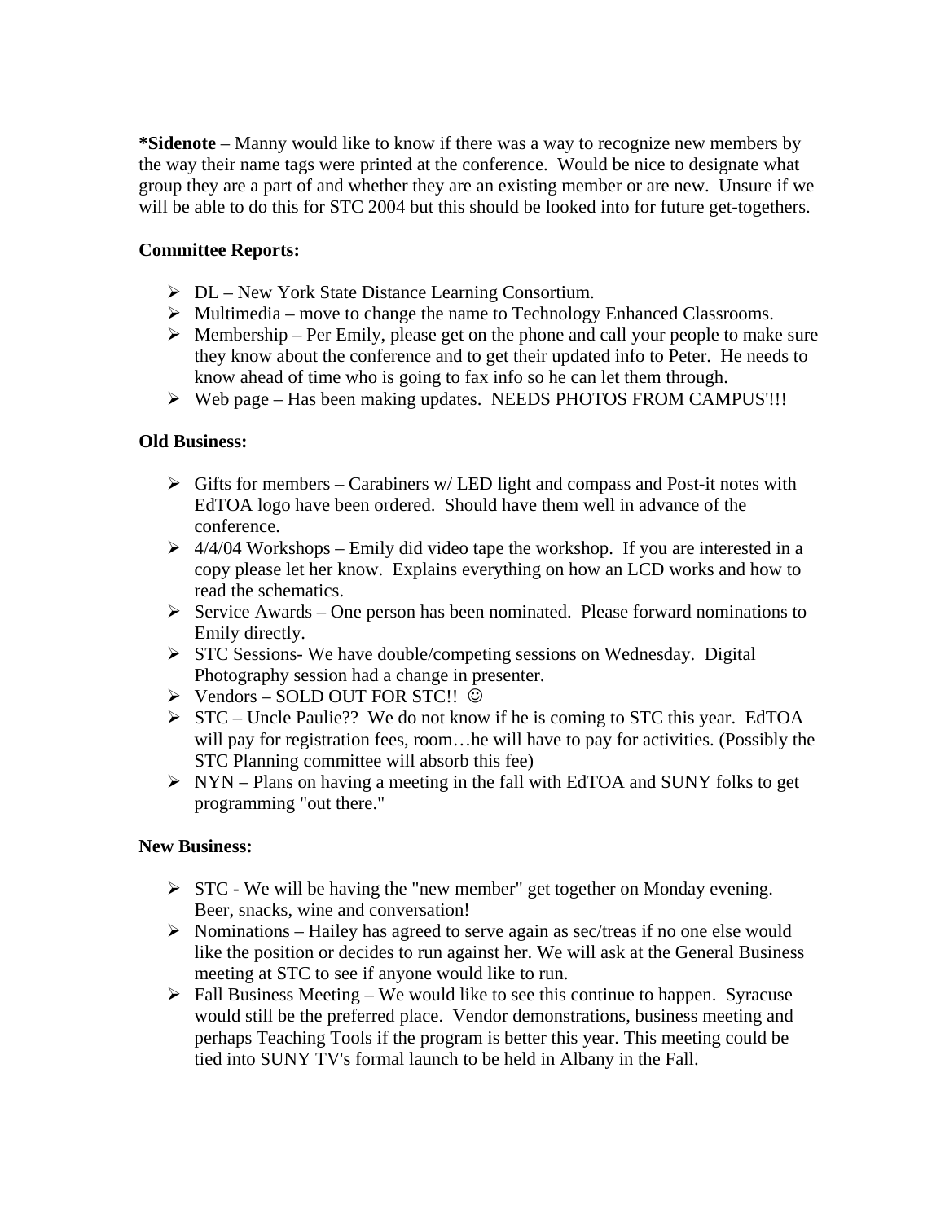**\*Sidenote** – Manny would like to know if there was a way to recognize new members by the way their name tags were printed at the conference. Would be nice to designate what group they are a part of and whether they are an existing member or are new. Unsure if we will be able to do this for STC 2004 but this should be looked into for future get-togethers.

**Committee Reports:**

- DL – New York State Distance Learning Consortium.
- Multimedia – move to change the name to Technology Enhanced Classrooms.
- Membership – Per Emily, please get on the phone and call your people to make sure they know about the conference and to get their updated info to Peter. He needs to know ahead of time who is going to fax info so he can let them through.
- Web page – Has been making updates. NEEDS PHOTOS FROM CAMPUS'!!!

**Old Business:**

- Gifts for members – Carabiners w/ LED light and compass and Post-it notes with EdTOA logo have been ordered. Should have them well in advance of the conference.
- 4/4/04 Workshops – Emily did video tape the workshop. If you are interested in a copy please let her know. Explains everything on how an LCD works and how to read the schematics.
- Service Awards – One person has been nominated. Please forward nominations to Emily directly.
- STC Sessions- We have double/competing sessions on Wednesday. Digital Photography session had a change in presenter.
- Vendors – SOLD OUT FOR STC!! ☺
- STC – Uncle Paulie?? We do not know if he is coming to STC this year. EdTOA will pay for registration fees, room…he will have to pay for activities. (Possibly the STC Planning committee will absorb this fee)
- NYN – Plans on having a meeting in the fall with EdTOA and SUNY folks to get programming "out there."

**New Business:**

- STC - We will be having the "new member" get together on Monday evening. Beer, snacks, wine and conversation!
- Nominations – Hailey has agreed to serve again as sec/treas if no one else would like the position or decides to run against her. We will ask at the General Business meeting at STC to see if anyone would like to run.
- Fall Business Meeting – We would like to see this continue to happen. Syracuse would still be the preferred place. Vendor demonstrations, business meeting and perhaps Teaching Tools if the program is better this year. This meeting could be tied into SUNY TV's formal launch to be held in Albany in the Fall.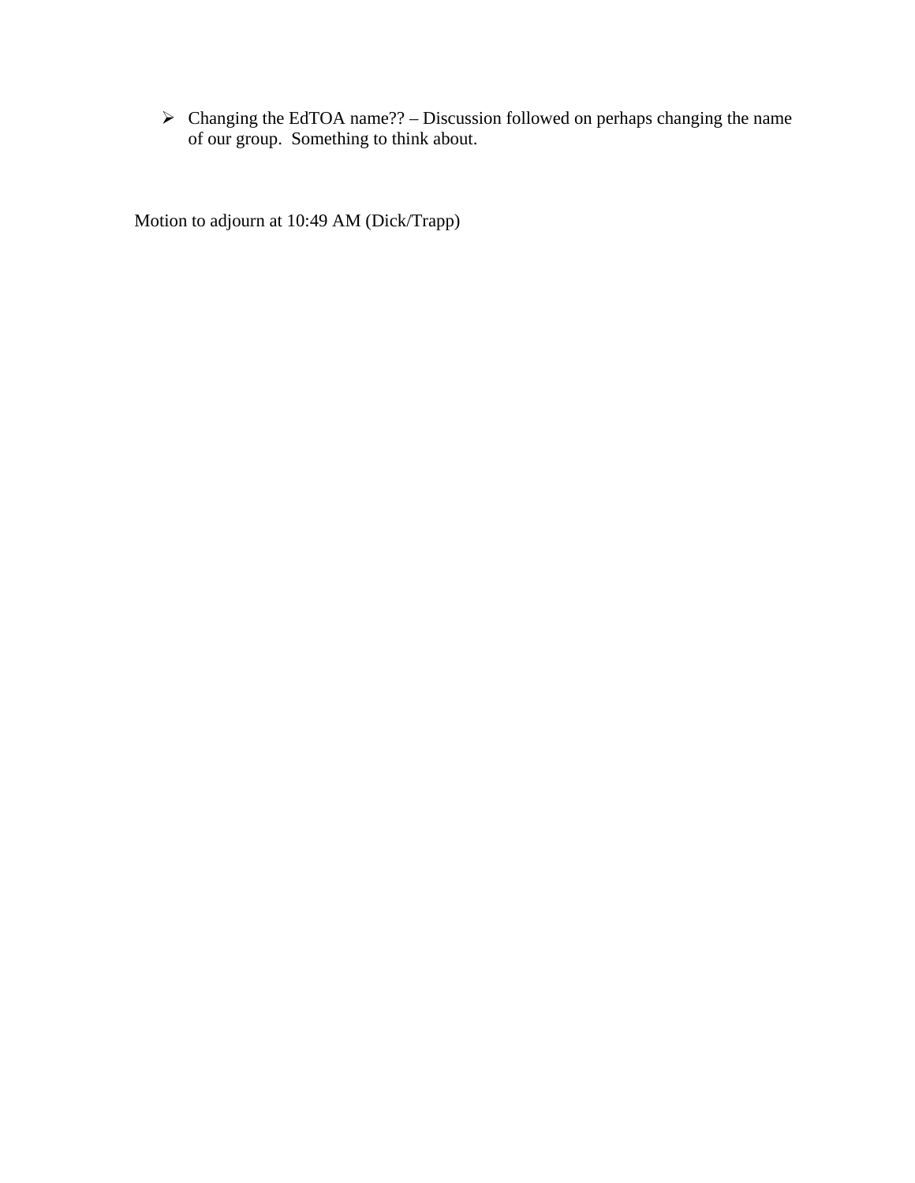- Changing the EdTOA name?? – Discussion followed on perhaps changing the name of our group.  Something to think about.

Motion to adjourn at 10:49 AM (Dick/Trapp)